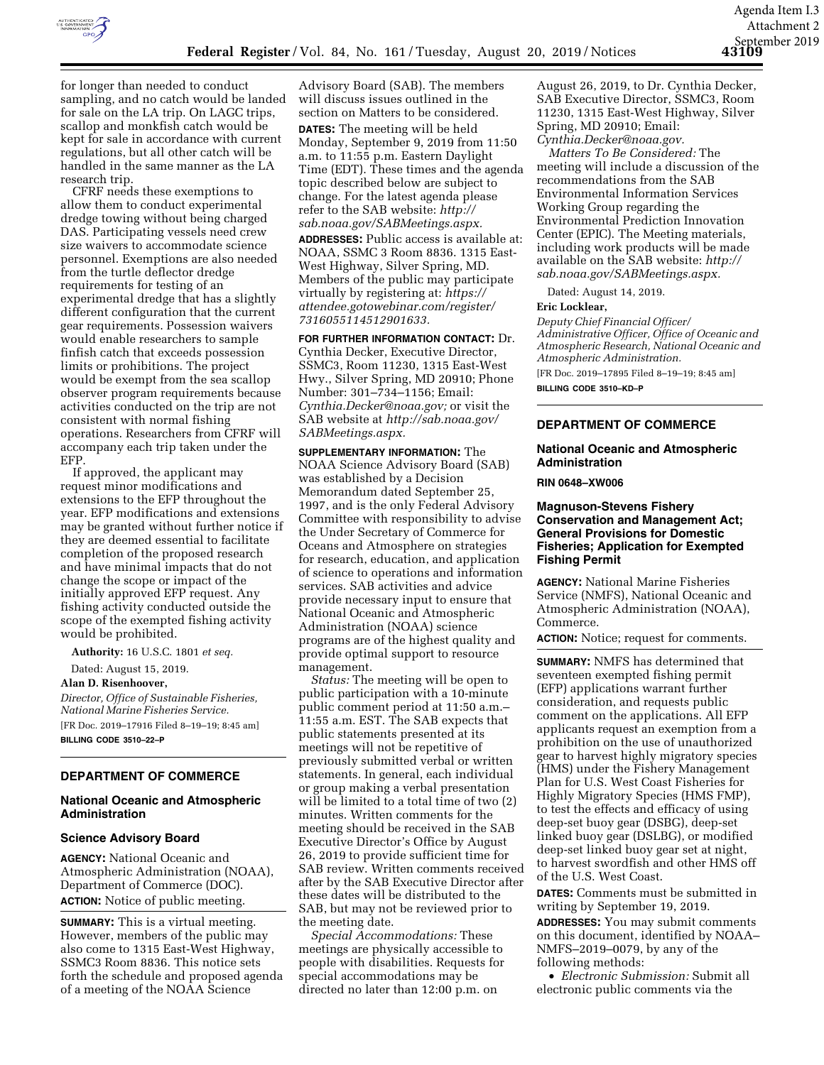for longer than needed to conduct sampling, and no catch would be landed for sale on the LA trip. On LAGC trips, scallop and monkfish catch would be kept for sale in accordance with current regulations, but all other catch will be handled in the same manner as the LA research trip.

CFRF needs these exemptions to allow them to conduct experimental dredge towing without being charged DAS. Participating vessels need crew size waivers to accommodate science personnel. Exemptions are also needed from the turtle deflector dredge requirements for testing of an experimental dredge that has a slightly different configuration that the current gear requirements. Possession waivers would enable researchers to sample finfish catch that exceeds possession limits or prohibitions. The project would be exempt from the sea scallop observer program requirements because activities conducted on the trip are not consistent with normal fishing operations. Researchers from CFRF will accompany each trip taken under the EFP.

If approved, the applicant may request minor modifications and extensions to the EFP throughout the year. EFP modifications and extensions may be granted without further notice if they are deemed essential to facilitate completion of the proposed research and have minimal impacts that do not change the scope or impact of the initially approved EFP request. Any fishing activity conducted outside the scope of the exempted fishing activity would be prohibited.

**Authority:** 16 U.S.C. 1801 *et seq.*

Dated: August 15, 2019.

**Alan D. Risenhoover,**

*Director, Office of Sustainable Fisheries, National Marine Fisheries Service.*

[FR Doc. 2019–17916 Filed 8–19–19; 8:45 am]

**BILLING CODE 3510–22–P**

## DEPARTMENT OF COMMERCE

### National Oceanic and Atmospheric Administration

### Science Advisory Board

**AGENCY:** National Oceanic and Atmospheric Administration (NOAA), Department of Commerce (DOC).

**ACTION:** Notice of public meeting.

**SUMMARY:** This is a virtual meeting. However, members of the public may also come to 1315 East-West Highway, SSMC3 Room 8836. This notice sets forth the schedule and proposed agenda of a meeting of the NOAA Science Advisory Board (SAB). The members will discuss issues outlined in the section on Matters to be considered.

**DATES:** The meeting will be held Monday, September 9, 2019 from 11:50 a.m. to 11:55 p.m. Eastern Daylight Time (EDT). These times and the agenda topic described below are subject to change. For the latest agenda please refer to the SAB website: *http://sab.noaa.gov/SABMeetings.aspx.*

**ADDRESSES:** Public access is available at: NOAA, SSMC 3 Room 8836. 1315 East-West Highway, Silver Spring, MD. Members of the public may participate virtually by registering at: *https://attendee.gotowebinar.com/register/7316055114512901633.*

**FOR FURTHER INFORMATION CONTACT:** Dr. Cynthia Decker, Executive Director, SSMC3, Room 11230, 1315 East-West Hwy., Silver Spring, MD 20910; Phone Number: 301–734–1156; Email: *Cynthia.Decker@noaa.gov;* or visit the SAB website at *http://sab.noaa.gov/SABMeetings.aspx.*

**SUPPLEMENTARY INFORMATION:** The NOAA Science Advisory Board (SAB) was established by a Decision Memorandum dated September 25, 1997, and is the only Federal Advisory Committee with responsibility to advise the Under Secretary of Commerce for Oceans and Atmosphere on strategies for research, education, and application of science to operations and information services. SAB activities and advice provide necessary input to ensure that National Oceanic and Atmospheric Administration (NOAA) science programs are of the highest quality and provide optimal support to resource management.

*Status:* The meeting will be open to public participation with a 10-minute public comment period at 11:50 a.m.–11:55 a.m. EST. The SAB expects that public statements presented at its meetings will not be repetitive of previously submitted verbal or written statements. In general, each individual or group making a verbal presentation will be limited to a total time of two (2) minutes. Written comments for the meeting should be received in the SAB Executive Director's Office by August 26, 2019 to provide sufficient time for SAB review. Written comments received after by the SAB Executive Director after these dates will be distributed to the SAB, but may not be reviewed prior to the meeting date.

*Special Accommodations:* These meetings are physically accessible to people with disabilities. Requests for special accommodations may be directed no later than 12:00 p.m. on August 26, 2019, to Dr. Cynthia Decker, SAB Executive Director, SSMC3, Room 11230, 1315 East-West Highway, Silver Spring, MD 20910; Email: *Cynthia.Decker@noaa.gov.*

*Matters To Be Considered:* The meeting will include a discussion of the recommendations from the SAB Environmental Information Services Working Group regarding the Environmental Prediction Innovation Center (EPIC). The Meeting materials, including work products will be made available on the SAB website: *http://sab.noaa.gov/SABMeetings.aspx.*

Dated: August 14, 2019.

**Eric Locklear,**

*Deputy Chief Financial Officer/Administrative Officer, Office of Oceanic and Atmospheric Research, National Oceanic and Atmospheric Administration.*

[FR Doc. 2019–17895 Filed 8–19–19; 8:45 am]

**BILLING CODE 3510–KD–P**

## DEPARTMENT OF COMMERCE

### National Oceanic and Atmospheric Administration

**RIN 0648–XW006**

### Magnuson-Stevens Fishery Conservation and Management Act; General Provisions for Domestic Fisheries; Application for Exempted Fishing Permit

**AGENCY:** National Marine Fisheries Service (NMFS), National Oceanic and Atmospheric Administration (NOAA), Commerce.

**ACTION:** Notice; request for comments.

**SUMMARY:** NMFS has determined that seventeen exempted fishing permit (EFP) applications warrant further consideration, and requests public comment on the applications. All EFP applicants request an exemption from a prohibition on the use of unauthorized gear to harvest highly migratory species (HMS) under the Fishery Management Plan for U.S. West Coast Fisheries for Highly Migratory Species (HMS FMP), to test the effects and efficacy of using deep-set buoy gear (DSBG), deep-set linked buoy gear (DSLBG), or modified deep-set linked buoy gear set at night, to harvest swordfish and other HMS off of the U.S. West Coast.

**DATES:** Comments must be submitted in writing by September 19, 2019.

**ADDRESSES:** You may submit comments on this document, identified by NOAA–NMFS–2019–0079, by any of the following methods:

- *Electronic Submission:* Submit all electronic public comments via the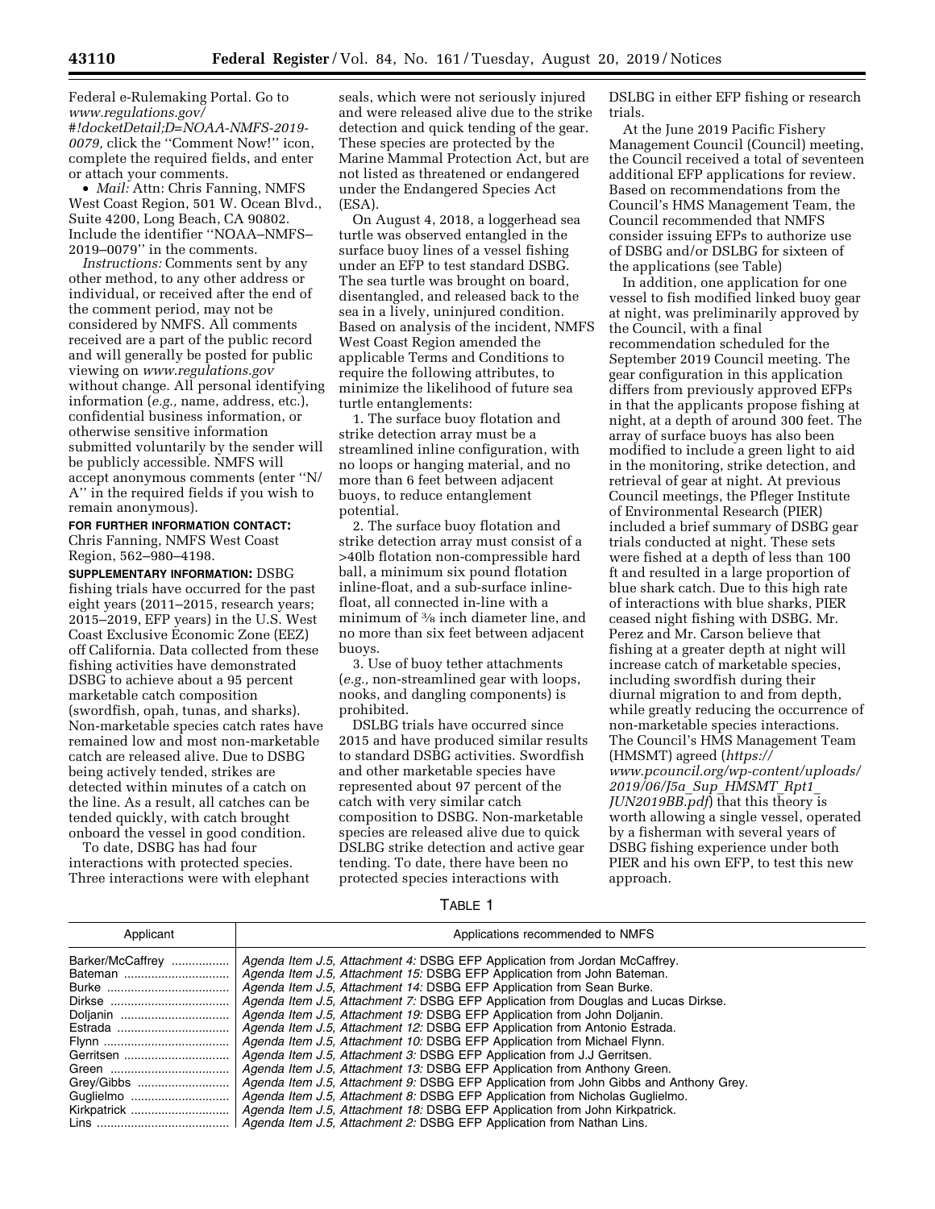Federal e-Rulemaking Portal. Go to *www.regulations.gov/#!docketDetail;D=NOAA-NMFS-2019-0079,* click the ''Comment Now!'' icon, complete the required fields, and enter or attach your comments.

- *Mail:* Attn: Chris Fanning, NMFS West Coast Region, 501 W. Ocean Blvd., Suite 4200, Long Beach, CA 90802. Include the identifier ''NOAA–NMFS–2019–0079'' in the comments.

*Instructions:* Comments sent by any other method, to any other address or individual, or received after the end of the comment period, may not be considered by NMFS. All comments received are a part of the public record and will generally be posted for public viewing on *www.regulations.gov* without change. All personal identifying information (*e.g.,* name, address, etc.), confidential business information, or otherwise sensitive information submitted voluntarily by the sender will be publicly accessible. NMFS will accept anonymous comments (enter ''N/A'' in the required fields if you wish to remain anonymous).

**FOR FURTHER INFORMATION CONTACT:** Chris Fanning, NMFS West Coast Region, 562–980–4198.

**SUPPLEMENTARY INFORMATION:** DSBG fishing trials have occurred for the past eight years (2011–2015, research years; 2015–2019, EFP years) in the U.S. West Coast Exclusive Economic Zone (EEZ) off California. Data collected from these fishing activities have demonstrated DSBG to achieve about a 95 percent marketable catch composition (swordfish, opah, tunas, and sharks). Non-marketable species catch rates have remained low and most non-marketable catch are released alive. Due to DSBG being actively tended, strikes are detected within minutes of a catch on the line. As a result, all catches can be tended quickly, with catch brought onboard the vessel in good condition.

To date, DSBG has had four interactions with protected species. Three interactions were with elephant seals, which were not seriously injured and were released alive due to the strike detection and quick tending of the gear. These species are protected by the Marine Mammal Protection Act, but are not listed as threatened or endangered under the Endangered Species Act (ESA).

On August 4, 2018, a loggerhead sea turtle was observed entangled in the surface buoy lines of a vessel fishing under an EFP to test standard DSBG. The sea turtle was brought on board, disentangled, and released back to the sea in a lively, uninjured condition. Based on analysis of the incident, NMFS West Coast Region amended the applicable Terms and Conditions to require the following attributes, to minimize the likelihood of future sea turtle entanglements:

1. The surface buoy flotation and strike detection array must be a streamlined inline configuration, with no loops or hanging material, and no more than 6 feet between adjacent buoys, to reduce entanglement potential.

2. The surface buoy flotation and strike detection array must consist of a >40lb flotation non-compressible hard ball, a minimum six pound flotation inline-float, and a sub-surface inline-float, all connected in-line with a minimum of 3⁄8 inch diameter line, and no more than six feet between adjacent buoys.

3. Use of buoy tether attachments (*e.g.,* non-streamlined gear with loops, nooks, and dangling components) is prohibited.

DSLBG trials have occurred since 2015 and have produced similar results to standard DSBG activities. Swordfish and other marketable species have represented about 97 percent of the catch with very similar catch composition to DSBG. Non-marketable species are released alive due to quick DSLBG strike detection and active gear tending. To date, there have been no protected species interactions with DSLBG in either EFP fishing or research trials.

At the June 2019 Pacific Fishery Management Council (Council) meeting, the Council received a total of seventeen additional EFP applications for review. Based on recommendations from the Council's HMS Management Team, the Council recommended that NMFS consider issuing EFPs to authorize use of DSBG and/or DSLBG for sixteen of the applications (see Table)

In addition, one application for one vessel to fish modified linked buoy gear at night, was preliminarily approved by the Council, with a final recommendation scheduled for the September 2019 Council meeting. The gear configuration in this application differs from previously approved EFPs in that the applicants propose fishing at night, at a depth of around 300 feet. The array of surface buoys has also been modified to include a green light to aid in the monitoring, strike detection, and retrieval of gear at night. At previous Council meetings, the Pfleger Institute of Environmental Research (PIER) included a brief summary of DSBG gear trials conducted at night. These sets were fished at a depth of less than 100 ft and resulted in a large proportion of blue shark catch. Due to this high rate of interactions with blue sharks, PIER ceased night fishing with DSBG. Mr. Perez and Mr. Carson believe that fishing at a greater depth at night will increase catch of marketable species, including swordfish during their diurnal migration to and from depth, while greatly reducing the occurrence of non-marketable species interactions. The Council's HMS Management Team (HMSMT) agreed (*https://www.pcouncil.org/wp-content/uploads/2019/06/J5a_Sup_HMSMT_Rpt1_JUN2019BB.pdf*) that this theory is worth allowing a single vessel, operated by a fisherman with several years of DSBG fishing experience under both PIER and his own EFP, to test this new approach.

TABLE 1

| Applicant | Applications recommended to NMFS |
|---|---|
| Barker/McCaffrey | *Agenda Item J.5, Attachment 4:* DSBG EFP Application from Jordan McCaffrey. |
| Bateman | *Agenda Item J.5, Attachment 15:* DSBG EFP Application from John Bateman. |
| Burke | *Agenda Item J.5, Attachment 14:* DSBG EFP Application from Sean Burke. |
| Dirkse | *Agenda Item J.5, Attachment 7:* DSBG EFP Application from Douglas and Lucas Dirkse. |
| Doljanin | *Agenda Item J.5, Attachment 19:* DSBG EFP Application from John Doljanin. |
| Estrada | *Agenda Item J.5, Attachment 12:* DSBG EFP Application from Antonio Estrada. |
| Flynn | *Agenda Item J.5, Attachment 10:* DSBG EFP Application from Michael Flynn. |
| Gerritsen | *Agenda Item J.5, Attachment 3:* DSBG EFP Application from J.J Gerritsen. |
| Green | *Agenda Item J.5, Attachment 13:* DSBG EFP Application from Anthony Green. |
| Grey/Gibbs | *Agenda Item J.5, Attachment 9:* DSBG EFP Application from John Gibbs and Anthony Grey. |
| Guglielmo | *Agenda Item J.5, Attachment 8:* DSBG EFP Application from Nicholas Guglielmo. |
| Kirkpatrick | *Agenda Item J.5, Attachment 18:* DSBG EFP Application from John Kirkpatrick. |
| Lins | *Agenda Item J.5, Attachment 2:* DSBG EFP Application from Nathan Lins. |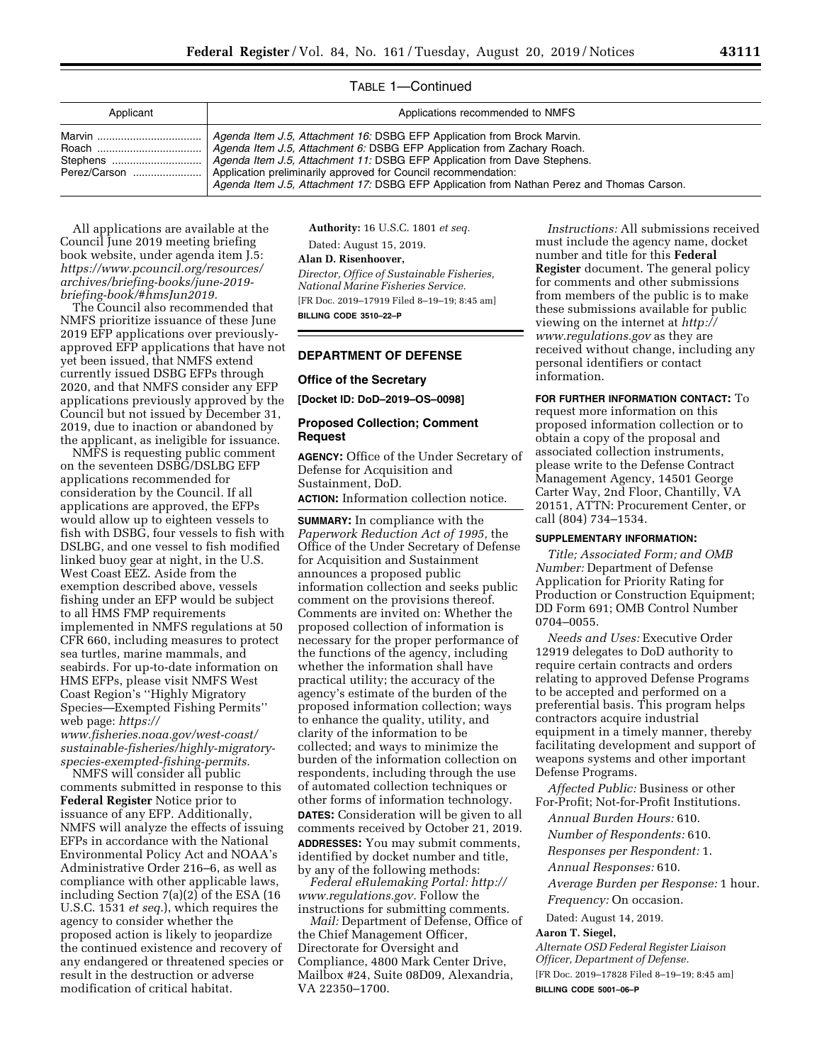TABLE 1—Continued

| Applicant | Applications recommended to NMFS |
| --- | --- |
| Marvin | *Agenda Item J.5, Attachment 16:* DSBG EFP Application from Brock Marvin. |
| Roach | *Agenda Item J.5, Attachment 6:* DSBG EFP Application from Zachary Roach. |
| Stephens | *Agenda Item J.5, Attachment 11:* DSBG EFP Application from Dave Stephens. |
| Perez/Carson | Application preliminarily approved for Council recommendation: *Agenda Item J.5, Attachment 17:* DSBG EFP Application from Nathan Perez and Thomas Carson. |

All applications are available at the Council June 2019 meeting briefing book website, under agenda item J.5: *https://www.pcouncil.org/resources/archives/briefing-books/june-2019-briefing-book/#hmsJun2019.*

The Council also recommended that NMFS prioritize issuance of these June 2019 EFP applications over previously-approved EFP applications that have not yet been issued, that NMFS extend currently issued DSBG EFPs through 2020, and that NMFS consider any EFP applications previously approved by the Council but not issued by December 31, 2019, due to inaction or abandoned by the applicant, as ineligible for issuance.

NMFS is requesting public comment on the seventeen DSBG/DSLBG EFP applications recommended for consideration by the Council. If all applications are approved, the EFPs would allow up to eighteen vessels to fish with DSBG, four vessels to fish with DSLBG, and one vessel to fish modified linked buoy gear at night, in the U.S. West Coast EEZ. Aside from the exemption described above, vessels fishing under an EFP would be subject to all HMS FMP requirements implemented in NMFS regulations at 50 CFR 660, including measures to protect sea turtles, marine mammals, and seabirds. For up-to-date information on HMS EFPs, please visit NMFS West Coast Region's ''Highly Migratory Species—Exempted Fishing Permits'' web page: *https://www.fisheries.noaa.gov/west-coast/sustainable-fisheries/highly-migratory-species-exempted-fishing-permits.*

NMFS will consider all public comments submitted in response to this **Federal Register** Notice prior to issuance of any EFP. Additionally, NMFS will analyze the effects of issuing EFPs in accordance with the National Environmental Policy Act and NOAA's Administrative Order 216–6, as well as compliance with other applicable laws, including Section 7(a)(2) of the ESA (16 U.S.C. 1531 *et seq.*), which requires the agency to consider whether the proposed action is likely to jeopardize the continued existence and recovery of any endangered or threatened species or result in the destruction or adverse modification of critical habitat.

**Authority:** 16 U.S.C. 1801 *et seq.*

Dated: August 15, 2019.

**Alan D. Risenhoover,**

*Director, Office of Sustainable Fisheries, National Marine Fisheries Service.*

[FR Doc. 2019–17919 Filed 8–19–19; 8:45 am]

**BILLING CODE 3510–22–P**

## DEPARTMENT OF DEFENSE

### Office of the Secretary

**[Docket ID: DoD–2019–OS–0098]**

### Proposed Collection; Comment Request

**AGENCY:** Office of the Under Secretary of Defense for Acquisition and Sustainment, DoD.

**ACTION:** Information collection notice.

**SUMMARY:** In compliance with the *Paperwork Reduction Act of 1995,* the Office of the Under Secretary of Defense for Acquisition and Sustainment announces a proposed public information collection and seeks public comment on the provisions thereof. Comments are invited on: Whether the proposed collection of information is necessary for the proper performance of the functions of the agency, including whether the information shall have practical utility; the accuracy of the agency's estimate of the burden of the proposed information collection; ways to enhance the quality, utility, and clarity of the information to be collected; and ways to minimize the burden of the information collection on respondents, including through the use of automated collection techniques or other forms of information technology.

**DATES:** Consideration will be given to all comments received by October 21, 2019.

**ADDRESSES:** You may submit comments, identified by docket number and title, by any of the following methods:

*Federal eRulemaking Portal: http://www.regulations.gov.* Follow the instructions for submitting comments.

*Mail:* Department of Defense, Office of the Chief Management Officer, Directorate for Oversight and Compliance, 4800 Mark Center Drive, Mailbox #24, Suite 08D09, Alexandria, VA 22350–1700.

*Instructions:* All submissions received must include the agency name, docket number and title for this **Federal Register** document. The general policy for comments and other submissions from members of the public is to make these submissions available for public viewing on the internet at *http://www.regulations.gov* as they are received without change, including any personal identifiers or contact information.

**FOR FURTHER INFORMATION CONTACT:** To request more information on this proposed information collection or to obtain a copy of the proposal and associated collection instruments, please write to the Defense Contract Management Agency, 14501 George Carter Way, 2nd Floor, Chantilly, VA 20151, ATTN: Procurement Center, or call (804) 734–1534.

**SUPPLEMENTARY INFORMATION:**

*Title; Associated Form; and OMB Number:* Department of Defense Application for Priority Rating for Production or Construction Equipment; DD Form 691; OMB Control Number 0704–0055.

*Needs and Uses:* Executive Order 12919 delegates to DoD authority to require certain contracts and orders relating to approved Defense Programs to be accepted and performed on a preferential basis. This program helps contractors acquire industrial equipment in a timely manner, thereby facilitating development and support of weapons systems and other important Defense Programs.

*Affected Public:* Business or other For-Profit; Not-for-Profit Institutions.

*Annual Burden Hours:* 610.

*Number of Respondents:* 610.

*Responses per Respondent:* 1.

*Annual Responses:* 610.

*Average Burden per Response:* 1 hour.

*Frequency:* On occasion.

Dated: August 14, 2019.

**Aaron T. Siegel,**

*Alternate OSD Federal Register Liaison Officer, Department of Defense.*

[FR Doc. 2019–17828 Filed 8–19–19; 8:45 am]

**BILLING CODE 5001–06–P**